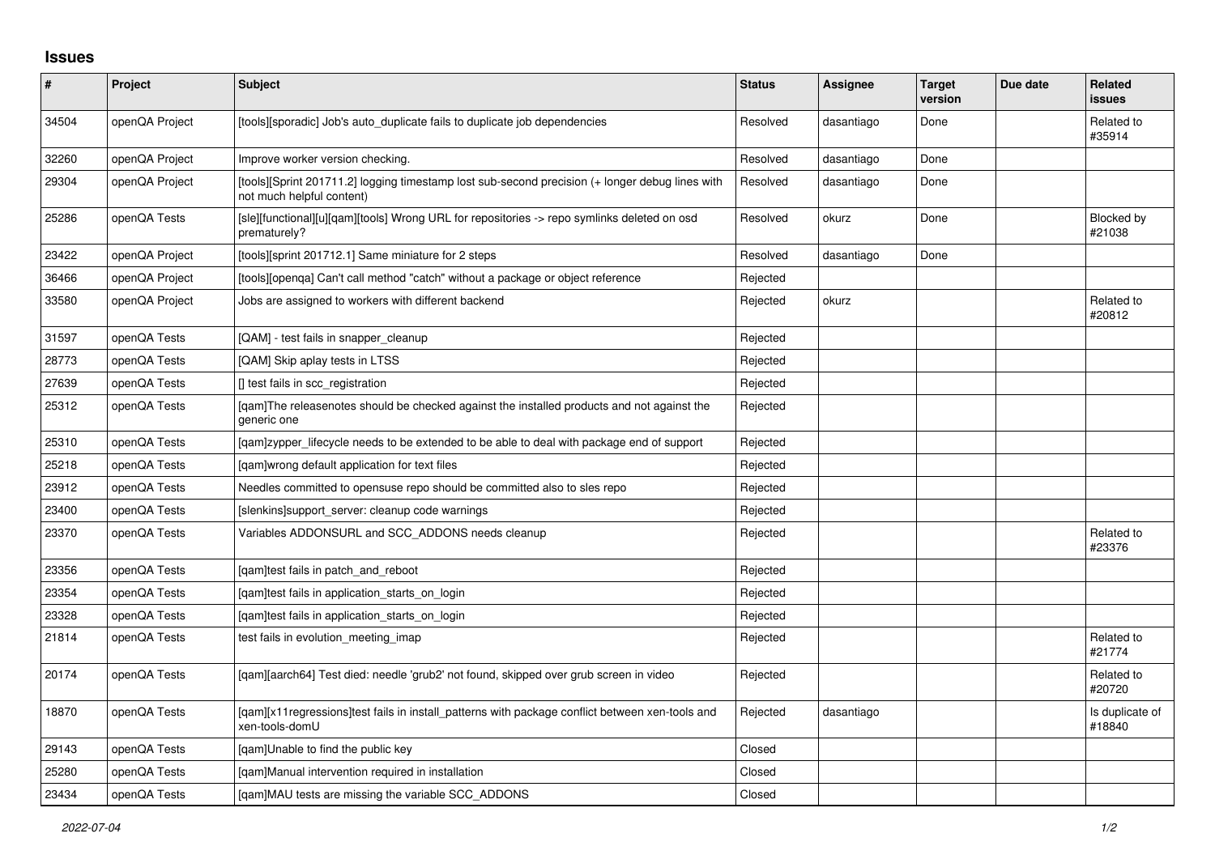## Issues

| # | Project | Subject | Status | Assignee | Target version | Due date | Related issues |
|---|---|---|---|---|---|---|---|
| 34504 | openQA Project | [tools][sporadic] Job's auto_duplicate fails to duplicate job dependencies | Resolved | dasantiago | Done | | Related to #35914 |
| 32260 | openQA Project | Improve worker version checking. | Resolved | dasantiago | Done | | |
| 29304 | openQA Project | [tools][Sprint 201711.2] logging timestamp lost sub-second precision (+ longer debug lines with not much helpful content) | Resolved | dasantiago | Done | | |
| 25286 | openQA Tests | [sle][functional][u][qam][tools] Wrong URL for repositories -> repo symlinks deleted on osd prematurely? | Resolved | okurz | Done | | Blocked by #21038 |
| 23422 | openQA Project | [tools][sprint 201712.1] Same miniature for 2 steps | Resolved | dasantiago | Done | | |
| 36466 | openQA Project | [tools][openqa] Can't call method "catch" without a package or object reference | Rejected | | | | |
| 33580 | openQA Project | Jobs are assigned to workers with different backend | Rejected | okurz | | | Related to #20812 |
| 31597 | openQA Tests | [QAM] - test fails in snapper_cleanup | Rejected | | | | |
| 28773 | openQA Tests | [QAM] Skip aplay tests in LTSS | Rejected | | | | |
| 27639 | openQA Tests | [] test fails in scc_registration | Rejected | | | | |
| 25312 | openQA Tests | [qam]The releasenotes should be checked against the installed products and not against the generic one | Rejected | | | | |
| 25310 | openQA Tests | [qam]zypper_lifecycle needs to be extended to be able to deal with package end of support | Rejected | | | | |
| 25218 | openQA Tests | [qam]wrong default application for text files | Rejected | | | | |
| 23912 | openQA Tests | Needles committed to opensuse repo should be committed also to sles repo | Rejected | | | | |
| 23400 | openQA Tests | [slenkins]support_server: cleanup code warnings | Rejected | | | | |
| 23370 | openQA Tests | Variables ADDONSURL and SCC_ADDONS needs cleanup | Rejected | | | | Related to #23376 |
| 23356 | openQA Tests | [qam]test fails in patch_and_reboot | Rejected | | | | |
| 23354 | openQA Tests | [qam]test fails in application_starts_on_login | Rejected | | | | |
| 23328 | openQA Tests | [qam]test fails in application_starts_on_login | Rejected | | | | |
| 21814 | openQA Tests | test fails in evolution_meeting_imap | Rejected | | | | Related to #21774 |
| 20174 | openQA Tests | [qam][aarch64] Test died: needle 'grub2' not found, skipped over grub screen in video | Rejected | | | | Related to #20720 |
| 18870 | openQA Tests | [qam][x11regressions]test fails in install_patterns with package conflict between xen-tools and xen-tools-domU | Rejected | dasantiago | | | Is duplicate of #18840 |
| 29143 | openQA Tests | [qam]Unable to find the public key | Closed | | | | |
| 25280 | openQA Tests | [qam]Manual intervention required in installation | Closed | | | | |
| 23434 | openQA Tests | [qam]MAU tests are missing the variable SCC_ADDONS | Closed | | | | |

*2022-07-04*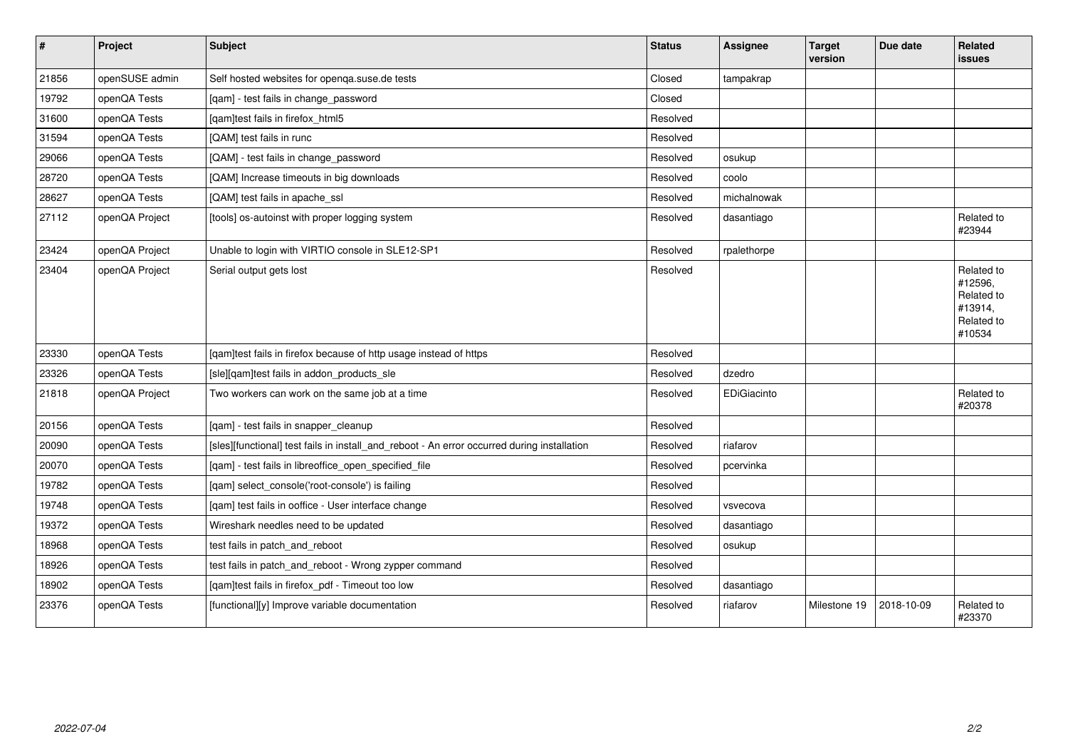| # | Project | Subject | Status | Assignee | Target version | Due date | Related issues |
| --- | --- | --- | --- | --- | --- | --- | --- |
| 21856 | openSUSE admin | Self hosted websites for openqa.suse.de tests | Closed | tampakrap | | | |
| 19792 | openQA Tests | [qam] - test fails in change_password | Closed | | | | |
| 31600 | openQA Tests | [qam]test fails in firefox_html5 | Resolved | | | | |
| 31594 | openQA Tests | [QAM] test fails in runc | Resolved | | | | |
| 29066 | openQA Tests | [QAM] - test fails in change_password | Resolved | osukup | | | |
| 28720 | openQA Tests | [QAM] Increase timeouts in big downloads | Resolved | coolo | | | |
| 28627 | openQA Tests | [QAM] test fails in apache_ssl | Resolved | michalnowak | | | |
| 27112 | openQA Project | [tools] os-autoinst with proper logging system | Resolved | dasantiago | | | Related to #23944 |
| 23424 | openQA Project | Unable to login with VIRTIO console in SLE12-SP1 | Resolved | rpalethorpe | | | |
| 23404 | openQA Project | Serial output gets lost | Resolved | | | | Related to #12596, Related to #13914, Related to #10534 |
| 23330 | openQA Tests | [qam]test fails in firefox because of http usage instead of https | Resolved | | | | |
| 23326 | openQA Tests | [sle][qam]test fails in addon_products_sle | Resolved | dzedro | | | |
| 21818 | openQA Project | Two workers can work on the same job at a time | Resolved | EDiGiacinto | | | Related to #20378 |
| 20156 | openQA Tests | [qam] - test fails in snapper_cleanup | Resolved | | | | |
| 20090 | openQA Tests | [sles][functional] test fails in install_and_reboot - An error occurred during installation | Resolved | riafarov | | | |
| 20070 | openQA Tests | [qam] - test fails in libreoffice_open_specified_file | Resolved | pcervinka | | | |
| 19782 | openQA Tests | [qam] select_console('root-console') is failing | Resolved | | | | |
| 19748 | openQA Tests | [qam] test fails in ooffice - User interface change | Resolved | vsvecova | | | |
| 19372 | openQA Tests | Wireshark needles need to be updated | Resolved | dasantiago | | | |
| 18968 | openQA Tests | test fails in patch_and_reboot | Resolved | osukup | | | |
| 18926 | openQA Tests | test fails in patch_and_reboot - Wrong zypper command | Resolved | | | | |
| 18902 | openQA Tests | [qam]test fails in firefox_pdf - Timeout too low | Resolved | dasantiago | | | |
| 23376 | openQA Tests | [functional][y] Improve variable documentation | Resolved | riafarov | Milestone 19 | 2018-10-09 | Related to #23370 |